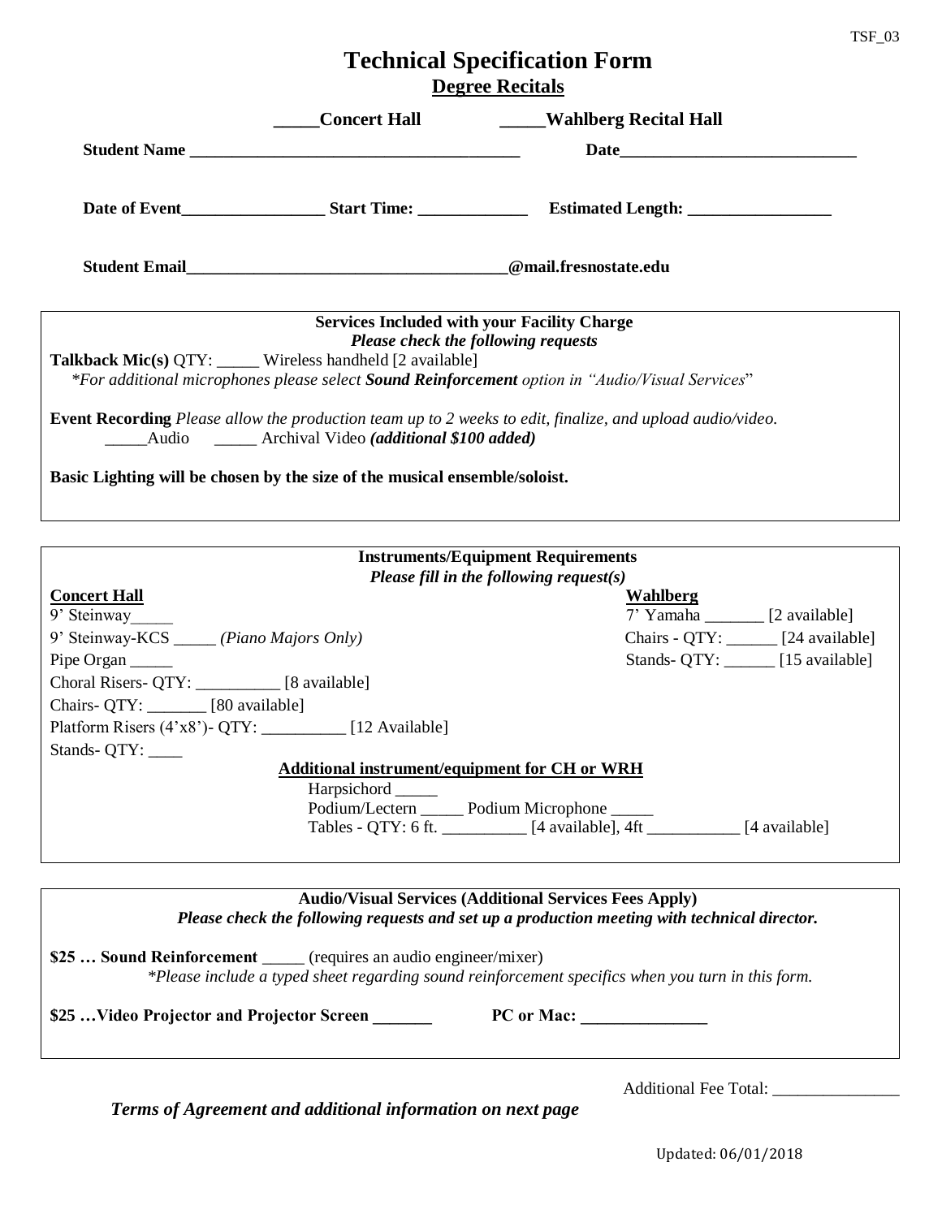TSF_03

# Technical Specification Form

## Degree Recitals

**_____Concert Hall** **_____Wahlberg Recital Hall**

**Student Name ______________________________________** **Date___________________________**

**Date of Event________________ Start Time: _____________ Estimated Length: _________________**

**Student Email_____________________________________@mail.fresnostate.edu**

---

**Services Included with your Facility Charge**
***Please check the following requests***

**Talkback Mic(s)** QTY: _____ Wireless handheld [2 available]
*\*For additional microphones please select **Sound Reinforcement** option in "Audio/Visual Services"*

**Event Recording** *Please allow the production team up to 2 weeks to edit, finalize, and upload audio/video.*
_____Audio _____ Archival Video ***(additional $100 added)***

**Basic Lighting will be chosen by the size of the musical ensemble/soloist.**

---

**Instruments/Equipment Requirements**
***Please fill in the following request(s)***

**Concert Hall**

9' Steinway_____
9' Steinway-KCS _____ *(Piano Majors Only)*
Pipe Organ _____
Choral Risers- QTY: __________ [8 available]
Chairs- QTY: _______ [80 available]
Platform Risers (4'x8')- QTY: __________ [12 Available]
Stands- QTY: ____

**Wahlberg**

7' Yamaha _______ [2 available]
Chairs - QTY: ______ [24 available]
Stands- QTY: ______ [15 available]

**Additional instrument/equipment for CH or WRH**

Harpsichord _____
Podium/Lectern _____ Podium Microphone _____
Tables - QTY: 6 ft. __________ [4 available], 4ft ___________ [4 available]

---

**Audio/Visual Services (Additional Services Fees Apply)**
***Please check the following requests and set up a production meeting with technical director.***

**$25 … Sound Reinforcement** _____ (requires an audio engineer/mixer)
*\*Please include a typed sheet regarding sound reinforcement specifics when you turn in this form.*

**$25 …Video Projector and Projector Screen _______** **PC or Mac: _______________**

---

Additional Fee Total: _______________

***Terms of Agreement and additional information on next page***

Updated: 06/01/2018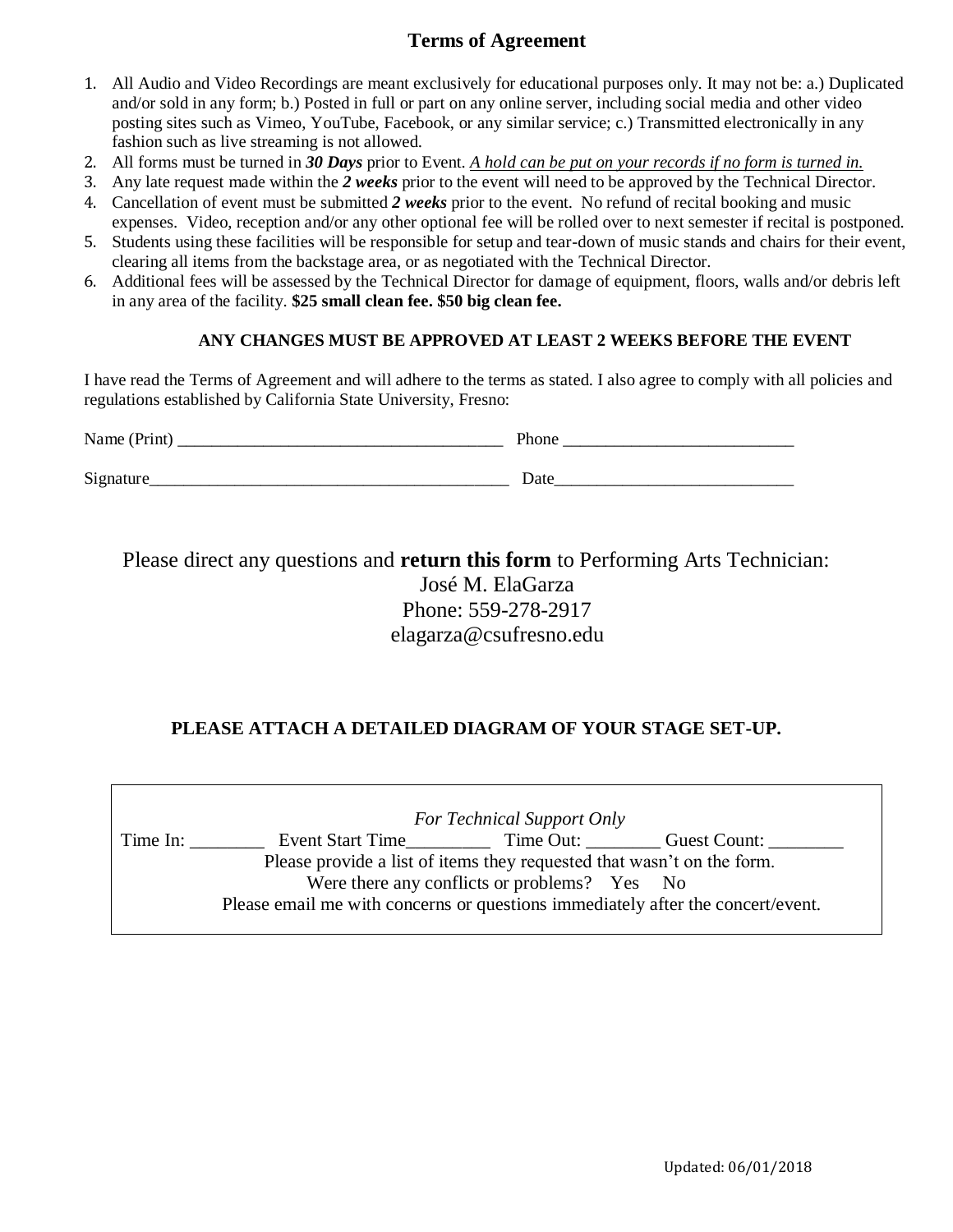## Terms of Agreement

1. All Audio and Video Recordings are meant exclusively for educational purposes only. It may not be: a.) Duplicated and/or sold in any form; b.) Posted in full or part on any online server, including social media and other video posting sites such as Vimeo, YouTube, Facebook, or any similar service; c.) Transmitted electronically in any fashion such as live streaming is not allowed.
2. All forms must be turned in ***30 Days*** prior to Event. <u>*A hold can be put on your records if no form is turned in.*</u>
3. Any late request made within the ***2 weeks*** prior to the event will need to be approved by the Technical Director.
4. Cancellation of event must be submitted ***2 weeks*** prior to the event. No refund of recital booking and music expenses. Video, reception and/or any other optional fee will be rolled over to next semester if recital is postponed.
5. Students using these facilities will be responsible for setup and tear-down of music stands and chairs for their event, clearing all items from the backstage area, or as negotiated with the Technical Director.
6. Additional fees will be assessed by the Technical Director for damage of equipment, floors, walls and/or debris left in any area of the facility. **$25 small clean fee. $50 big clean fee.**

**ANY CHANGES MUST BE APPROVED AT LEAST 2 WEEKS BEFORE THE EVENT**

I have read the Terms of Agreement and will adhere to the terms as stated. I also agree to comply with all policies and regulations established by California State University, Fresno:

Name (Print) _______________________________________ Phone ___________________________

Signature___________________________________________ Date____________________________

Please direct any questions and **return this form** to Performing Arts Technician:
José M. ElaGarza
Phone: 559-278-2917
elagarza@csufresno.edu

**PLEASE ATTACH A DETAILED DIAGRAM OF YOUR STAGE SET-UP.**

*For Technical Support Only*

Time In: ________ Event Start Time_________ Time Out: ________ Guest Count: ________

Please provide a list of items they requested that wasn't on the form.

Were there any conflicts or problems? Yes No

Please email me with concerns or questions immediately after the concert/event.

Updated: 06/01/2018